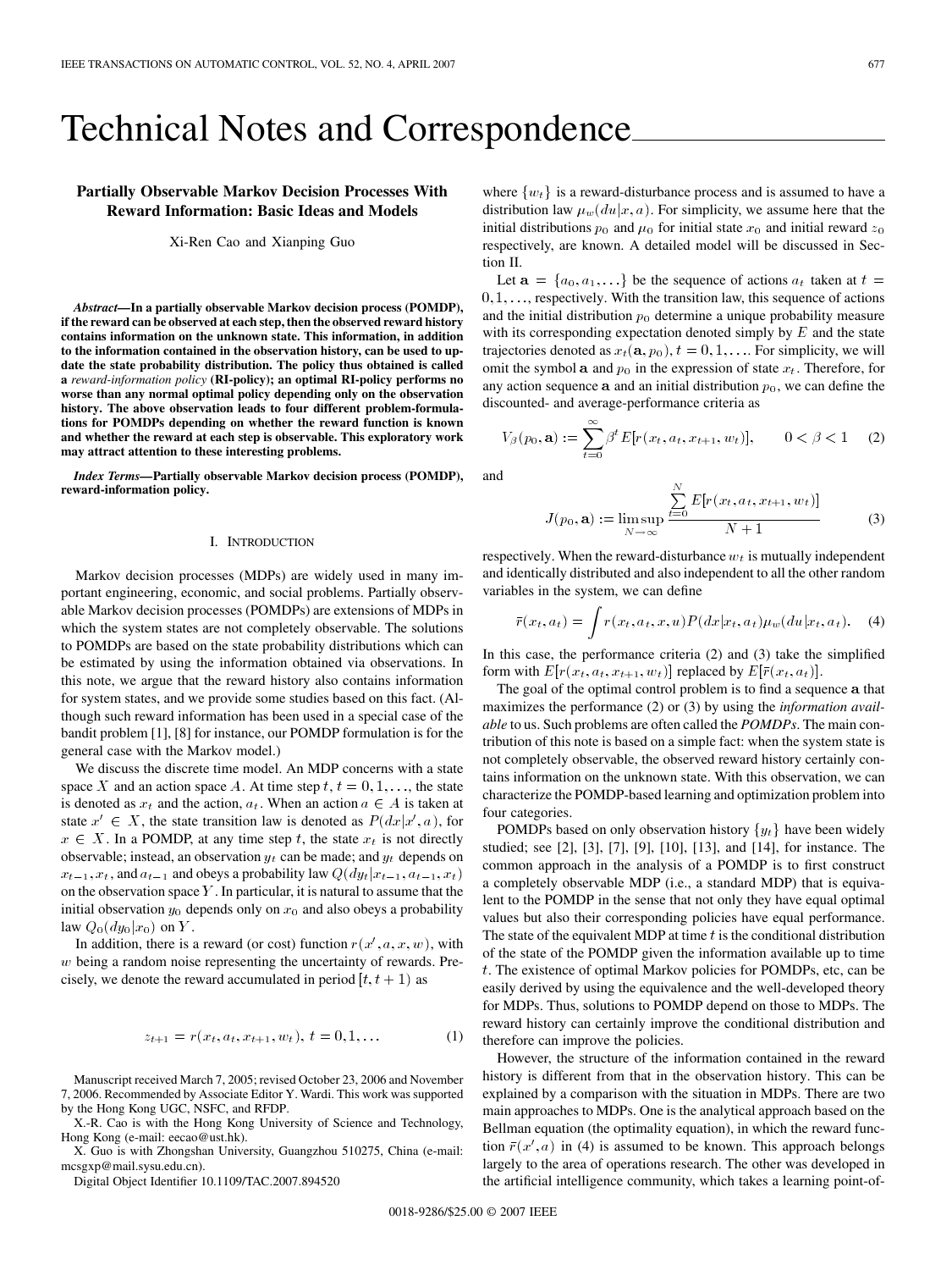# Technical Notes and Correspondence

## Partially Observable Markov Decision Processes With Reward Information: Basic Ideas and Models

Xi-Ren Cao and Xianping Guo

***Abstract*—In a partially observable Markov decision process (POMDP), if the reward can be observed at each step, then the observed reward history contains information on the unknown state. This information, in addition to the information contained in the observation history, can be used to update the state probability distribution. The policy thus obtained is called a *reward-information policy* (RI-policy); an optimal RI-policy performs no worse than any normal optimal policy depending only on the observation history. The above observation leads to four different problem-formulations for POMDPs depending on whether the reward function is known and whether the reward at each step is observable. This exploratory work may attract attention to these interesting problems.**

***Index Terms*—Partially observable Markov decision process (POMDP), reward-information policy.**

### I. Introduction

Markov decision processes (MDPs) are widely used in many important engineering, economic, and social problems. Partially observable Markov decision processes (POMDPs) are extensions of MDPs in which the system states are not completely observable. The solutions to POMDPs are based on the state probability distributions which can be estimated by using the information obtained via observations. In this note, we argue that the reward history also contains information for system states, and we provide some studies based on this fact. (Although such reward information has been used in a special case of the bandit problem [1], [8] for instance, our POMDP formulation is for the general case with the Markov model.)

We discuss the discrete time model. An MDP concerns with a state space $X$ and an action space $A$. At time step $t$, $t = 0, 1, \ldots$, the state is denoted as $x_t$ and the action, $a_t$. When an action $a \in A$ is taken at state $x' \in X$, the state transition law is denoted as $P(dx|x', a)$, for $x \in X$. In a POMDP, at any time step $t$, the state $x_t$ is not directly observable; instead, an observation $y_t$ can be made; and $y_t$ depends on $x_{t-1}, x_t$, and $a_{t-1}$ and obeys a probability law $Q(dy_t|x_{t-1}, a_{t-1}, x_t)$ on the observation space $Y$. In particular, it is natural to assume that the initial observation $y_0$ depends only on $x_0$ and also obeys a probability law $Q_0(dy_0|x_0)$ on $Y$.

In addition, there is a reward (or cost) function $r(x', a, x, w)$, with $w$ being a random noise representing the uncertainty of rewards. Precisely, we denote the reward accumulated in period $[t, t+1)$ as

$$z_{t+1} = r(x_t, a_t, x_{t+1}, w_t), \; t = 0, 1, \ldots \tag{1}$$

Manuscript received March 7, 2005; revised October 23, 2006 and November 7, 2006. Recommended by Associate Editor Y. Wardi. This work was supported by the Hong Kong UGC, NSFC, and RFDP.

X.-R. Cao is with the Hong Kong University of Science and Technology, Hong Kong (e-mail: eecao@ust.hk).

X. Guo is with Zhongshan University, Guangzhou 510275, China (e-mail: mcsgxp@mail.sysu.edu.cn).

Digital Object Identifier 10.1109/TAC.2007.894520

where $\{w_t\}$ is a reward-disturbance process and is assumed to have a distribution law $\mu_w(du|x, a)$. For simplicity, we assume here that the initial distributions $p_0$ and $\mu_0$ for initial state $x_0$ and initial reward $z_0$ respectively, are known. A detailed model will be discussed in Section II.

Let $\mathbf{a} = \{a_0, a_1, \ldots\}$ be the sequence of actions $a_t$ taken at $t = 0, 1, \ldots$, respectively. With the transition law, this sequence of actions and the initial distribution $p_0$ determine a unique probability measure with its corresponding expectation denoted simply by $E$ and the state trajectories denoted as $x_t(\mathbf{a}, p_0)$, $t = 0, 1, \ldots$. For simplicity, we will omit the symbol $\mathbf{a}$ and $p_0$ in the expression of state $x_t$. Therefore, for any action sequence $\mathbf{a}$ and an initial distribution $p_0$, we can define the discounted- and average-performance criteria as

$$V_\beta(p_0, \mathbf{a}) := \sum_{t=0}^{\infty} \beta^t E[r(x_t, a_t, x_{t+1}, w_t)], \qquad 0 < \beta < 1 \tag{2}$$

and

$$J(p_0, \mathbf{a}) := \limsup_{N \to \infty} \frac{\sum_{t=0}^{N} E[r(x_t, a_t, x_{t+1}, w_t)]}{N+1} \tag{3}$$

respectively. When the reward-disturbance $w_t$ is mutually independent and identically distributed and also independent to all the other random variables in the system, we can define

$$\bar{r}(x_t, a_t) = \int r(x_t, a_t, x, u) P(dx|x_t, a_t) \mu_w(du|x_t, a_t). \tag{4}$$

In this case, the performance criteria (2) and (3) take the simplified form with $E[r(x_t, a_t, x_{t+1}, w_t)]$ replaced by $E[\bar{r}(x_t, a_t)]$.

The goal of the optimal control problem is to find a sequence $\mathbf{a}$ that maximizes the performance (2) or (3) by using the *information available* to us. Such problems are often called the *POMDPs*. The main contribution of this note is based on a simple fact: when the system state is not completely observable, the observed reward history certainly contains information on the unknown state. With this observation, we can characterize the POMDP-based learning and optimization problem into four categories.

POMDPs based on only observation history $\{y_t\}$ have been widely studied; see [2], [3], [7], [9], [10], [13], and [14], for instance. The common approach in the analysis of a POMDP is to first construct a completely observable MDP (i.e., a standard MDP) that is equivalent to the POMDP in the sense that not only they have equal optimal values but also their corresponding policies have equal performance. The state of the equivalent MDP at time $t$ is the conditional distribution of the state of the POMDP given the information available up to time $t$. The existence of optimal Markov policies for POMDPs, etc, can be easily derived by using the equivalence and the well-developed theory for MDPs. Thus, solutions to POMDP depend on those to MDPs. The reward history can certainly improve the conditional distribution and therefore can improve the policies.

However, the structure of the information contained in the reward history is different from that in the observation history. This can be explained by a comparison with the situation in MDPs. There are two main approaches to MDPs. One is the analytical approach based on the Bellman equation (the optimality equation), in which the reward function $\bar{r}(x', a)$ in (4) is assumed to be known. This approach belongs largely to the area of operations research. The other was developed in the artificial intelligence community, which takes a learning point-of-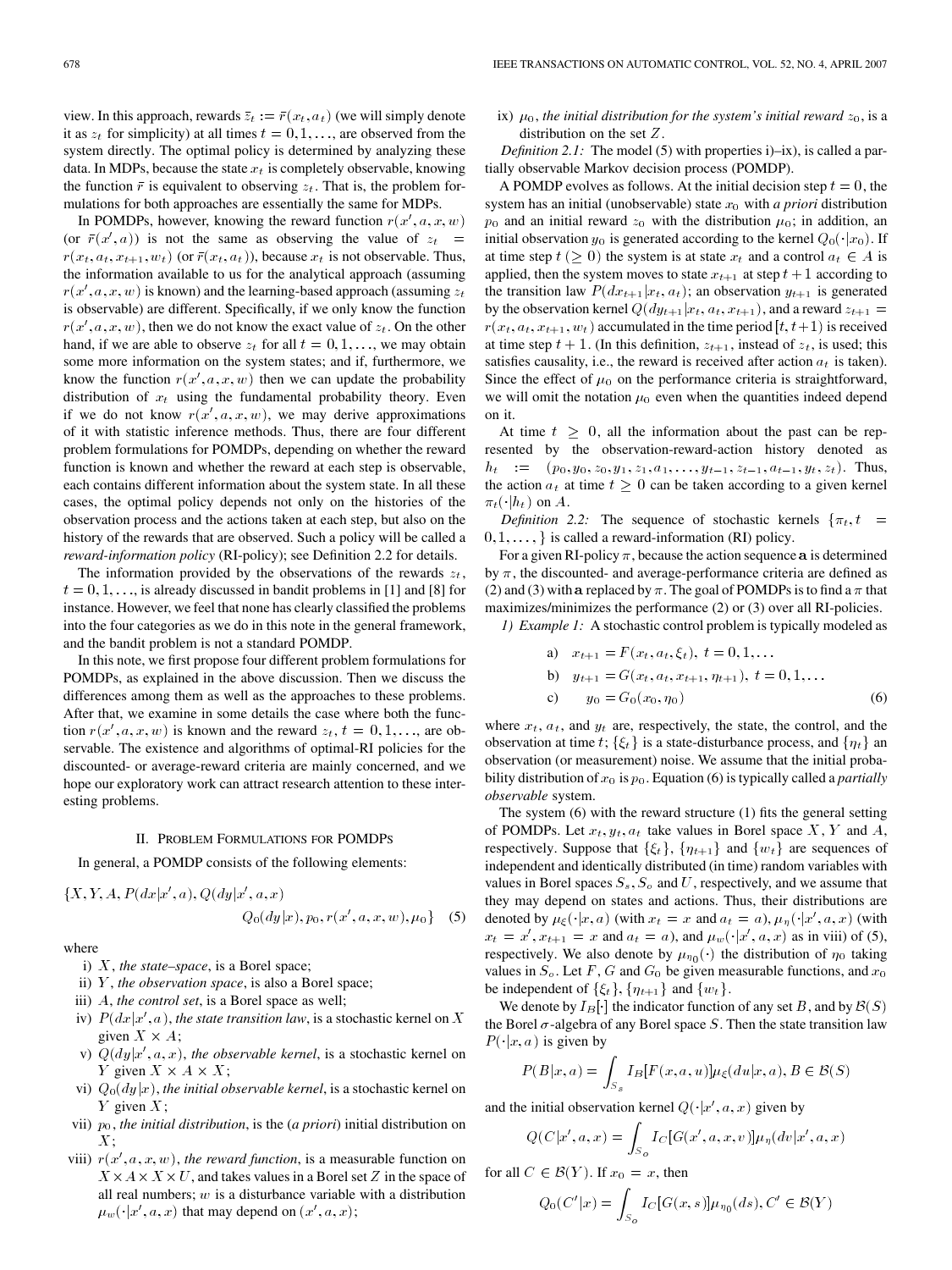view. In this approach, rewards $\bar{z}_t := \bar{r}(x_t, a_t)$ (we will simply denote it as $z_t$ for simplicity) at all times $t = 0, 1, \ldots$, are observed from the system directly. The optimal policy is determined by analyzing these data. In MDPs, because the state $x_t$ is completely observable, knowing the function $\bar{r}$ is equivalent to observing $z_t$. That is, the problem formulations for both approaches are essentially the same for MDPs.

In POMDPs, however, knowing the reward function $r(x', a, x, w)$ (or $\bar{r}(x', a)$) is not the same as observing the value of $z_t = r(x_t, a_t, x_{t+1}, w_t)$ (or $\bar{r}(x_t, a_t)$), because $x_t$ is not observable. Thus, the information available to us for the analytical approach (assuming $r(x', a, x, w)$ is known) and the learning-based approach (assuming $z_t$ is observable) are different. Specifically, if we only know the function $r(x', a, x, w)$, then we do not know the exact value of $z_t$. On the other hand, if we are able to observe $z_t$ for all $t = 0, 1, \ldots$, we may obtain some more information on the system states; and if, furthermore, we know the function $r(x', a, x, w)$ then we can update the probability distribution of $x_t$ using the fundamental probability theory. Even if we do not know $r(x', a, x, w)$, we may derive approximations of it with statistic inference methods. Thus, there are four different problem formulations for POMDPs, depending on whether the reward function is known and whether the reward at each step is observable, each contains different information about the system state. In all these cases, the optimal policy depends not only on the histories of the observation process and the actions taken at each step, but also on the history of the rewards that are observed. Such a policy will be called a *reward-information policy* (RI-policy); see Definition 2.2 for details.

The information provided by the observations of the rewards $z_t$, $t = 0, 1, \ldots$, is already discussed in bandit problems in [1] and [8] for instance. However, we feel that none has clearly classified the problems into the four categories as we do in this note in the general framework, and the bandit problem is not a standard POMDP.

In this note, we first propose four different problem formulations for POMDPs, as explained in the above discussion. Then we discuss the differences among them as well as the approaches to these problems. After that, we examine in some details the case where both the function $r(x', a, x, w)$ is known and the reward $z_t$, $t = 0, 1, \ldots$, are observable. The existence and algorithms of optimal-RI policies for the discounted- or average-reward criteria are mainly concerned, and we hope our exploratory work can attract research attention to these interesting problems.

## II. Problem Formulations for POMDPs

In general, a POMDP consists of the following elements:

$$\{X, Y, A, P(dx|x', a), Q(dy|x', a, x)\\ Q_0(dy|x), p_0, r(x', a, x, w), \mu_0\} \quad (5)$$

where

i) $X$, *the state–space*, is a Borel space;

ii) $Y$, *the observation space*, is also a Borel space;

iii) $A$, *the control set*, is a Borel space as well;

iv) $P(dx|x', a)$, *the state transition law*, is a stochastic kernel on $X$ given $X \times A$;

v) $Q(dy|x', a, x)$, *the observable kernel*, is a stochastic kernel on $Y$ given $X \times A \times X$;

vi) $Q_0(dy|x)$, *the initial observable kernel*, is a stochastic kernel on $Y$ given $X$;

vii) $p_0$, *the initial distribution*, is the (*a priori*) initial distribution on $X$;

viii) $r(x', a, x, w)$, *the reward function*, is a measurable function on $X \times A \times X \times U$, and takes values in a Borel set $Z$ in the space of all real numbers; $w$ is a disturbance variable with a distribution $\mu_w(\cdot|x', a, x)$ that may depend on $(x', a, x)$;

ix) $\mu_0$, *the initial distribution for the system's initial reward* $z_0$, is a distribution on the set $Z$.

*Definition 2.1:* The model (5) with properties i)–ix), is called a partially observable Markov decision process (POMDP).

A POMDP evolves as follows. At the initial decision step $t = 0$, the system has an initial (unobservable) state $x_0$ with *a priori* distribution $p_0$ and an initial reward $z_0$ with the distribution $\mu_0$; in addition, an initial observation $y_0$ is generated according to the kernel $Q_0(\cdot|x_0)$. If at time step $t$ ($\geq 0$) the system is at state $x_t$ and a control $a_t \in A$ is applied, then the system moves to state $x_{t+1}$ at step $t+1$ according to the transition law $P(dx_{t+1}|x_t, a_t)$; an observation $y_{t+1}$ is generated by the observation kernel $Q(dy_{t+1}|x_t, a_t, x_{t+1})$, and a reward $z_{t+1} = r(x_t, a_t, x_{t+1}, w_t)$ accumulated in the time period $[t, t+1)$ is received at time step $t+1$. (In this definition, $z_{t+1}$, instead of $z_t$, is used; this satisfies causality, i.e., the reward is received after action $a_t$ is taken). Since the effect of $\mu_0$ on the performance criteria is straightforward, we will omit the notation $\mu_0$ even when the quantities indeed depend on it.

At time $t \geq 0$, all the information about the past can be represented by the observation-reward-action history denoted as $h_t := (p_0, y_0, z_0, y_1, z_1, a_1, \ldots, y_{t-1}, z_{t-1}, a_{t-1}, y_t, z_t)$. Thus, the action $a_t$ at time $t \geq 0$ can be taken according to a given kernel $\pi_t(\cdot|h_t)$ on $A$.

*Definition 2.2:* The sequence of stochastic kernels $\{\pi_t, t = 0, 1, \ldots, \}$ is called a reward-information (RI) policy.

For a given RI-policy $\pi$, because the action sequence $\mathbf{a}$ is determined by $\pi$, the discounted- and average-performance criteria are defined as (2) and (3) with $\mathbf{a}$ replaced by $\pi$. The goal of POMDPs is to find a $\pi$ that maximizes/minimizes the performance (2) or (3) over all RI-policies.

*1) Example 1:* A stochastic control problem is typically modeled as

$$\begin{aligned}
&\text{a)} \quad x_{t+1} = F(x_t, a_t, \xi_t), \; t = 0, 1, \ldots \\
&\text{b)} \quad y_{t+1} = G(x_t, a_t, x_{t+1}, \eta_{t+1}), \; t = 0, 1, \ldots \\
&\text{c)} \quad y_0 = G_0(x_0, \eta_0)
\end{aligned} \quad (6)$$

where $x_t$, $a_t$, and $y_t$ are, respectively, the state, the control, and the observation at time $t$; $\{\xi_t\}$ is a state-disturbance process, and $\{\eta_t\}$ an observation (or measurement) noise. We assume that the initial probability distribution of $x_0$ is $p_0$. Equation (6) is typically called a *partially observable* system.

The system (6) with the reward structure (1) fits the general setting of POMDPs. Let $x_t, y_t, a_t$ take values in Borel space $X$, $Y$ and $A$, respectively. Suppose that $\{\xi_t\}$, $\{\eta_{t+1}\}$ and $\{w_t\}$ are sequences of independent and identically distributed (in time) random variables with values in Borel spaces $S_s$, $S_o$ and $U$, respectively, and we assume that they may depend on states and actions. Thus, their distributions are denoted by $\mu_\xi(\cdot|x, a)$ (with $x_t = x$ and $a_t = a$), $\mu_\eta(\cdot|x', a, x)$ (with $x_t = x'$, $x_{t+1} = x$ and $a_t = a$), and $\mu_w(\cdot|x', a, x)$ as in viii) of (5), respectively. We also denote by $\mu_{\eta_0}(\cdot)$ the distribution of $\eta_0$ taking values in $S_o$. Let $F$, $G$ and $G_0$ be given measurable functions, and $x_0$ be independent of $\{\xi_t\}$, $\{\eta_{t+1}\}$ and $\{w_t\}$.

We denote by $I_B[\cdot]$ the indicator function of any set $B$, and by $\mathcal{B}(S)$ the Borel $\sigma$-algebra of any Borel space $S$. Then the state transition law $P(\cdot|x, a)$ is given by

$$P(B|x, a) = \int_{S_s} I_B[F(x, a, u)]\mu_\xi(du|x, a), B \in \mathcal{B}(S)$$

and the initial observation kernel $Q(\cdot|x', a, x)$ given by

$$Q(C|x', a, x) = \int_{S_o} I_C[G(x', a, x, v)]\mu_\eta(dv|x', a, x)$$

for all $C \in \mathcal{B}(Y)$. If $x_0 = x$, then

$$Q_0(C'|x) = \int_{S_o} I_C[G(x, s)]\mu_{\eta_0}(ds), C' \in \mathcal{B}(Y)$$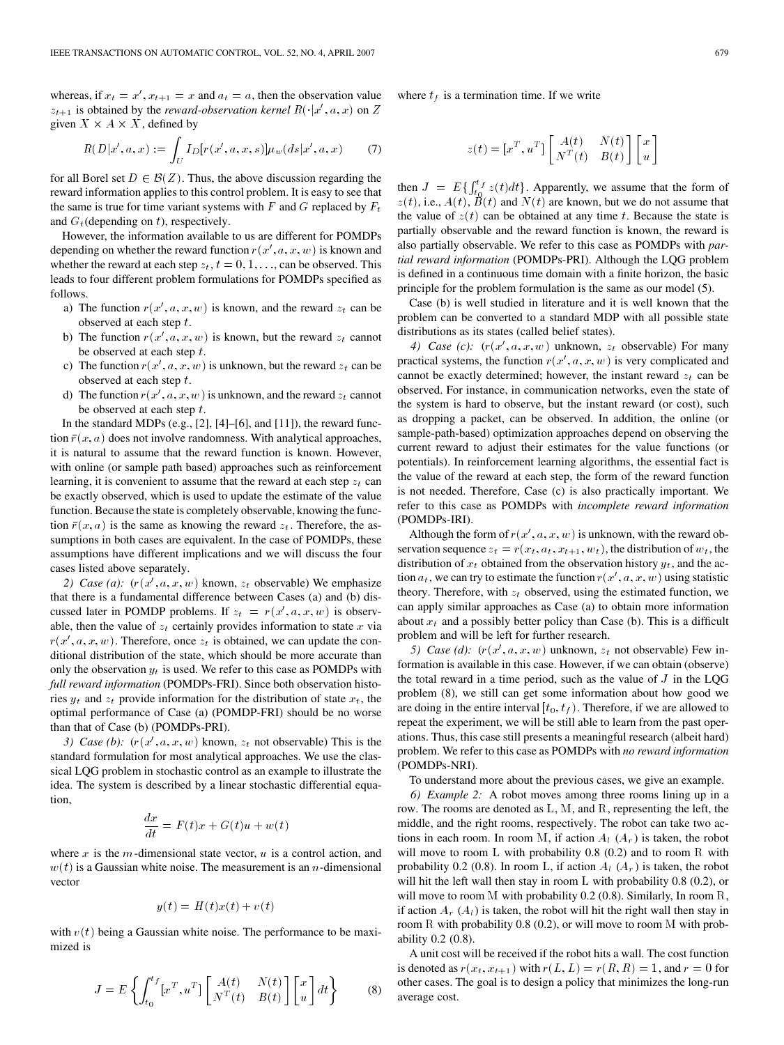whereas, if $x_t = x', x_{t+1} = x$ and $a_t = a$, then the observation value $z_{t+1}$ is obtained by the *reward-observation kernel* $R(\cdot|x', a, x)$ on $Z$ given $X \times A \times X$, defined by

$$R(D|x', a, x) := \int_U I_D[r(x', a, x, s)]\mu_w(ds|x', a, x) \tag{7}$$

for all Borel set $D \in \mathcal{B}(Z)$. Thus, the above discussion regarding the reward information applies to this control problem. It is easy to see that the same is true for time variant systems with $F$ and $G$ replaced by $F_t$ and $G_t$(depending on $t$), respectively.

However, the information available to us are different for POMDPs depending on whether the reward function $r(x', a, x, w)$ is known and whether the reward at each step $z_t, t = 0, 1, \ldots$, can be observed. This leads to four different problem formulations for POMDPs specified as follows.

a) The function $r(x', a, x, w)$ is known, and the reward $z_t$ can be observed at each step $t$.
b) The function $r(x', a, x, w)$ is known, but the reward $z_t$ cannot be observed at each step $t$.
c) The function $r(x', a, x, w)$ is unknown, but the reward $z_t$ can be observed at each step $t$.
d) The function $r(x', a, x, w)$ is unknown, and the reward $z_t$ cannot be observed at each step $t$.

In the standard MDPs (e.g., [2], [4]–[6], and [11]), the reward function $\bar{r}(x, a)$ does not involve randomness. With analytical approaches, it is natural to assume that the reward function is known. However, with online (or sample path based) approaches such as reinforcement learning, it is convenient to assume that the reward at each step $z_t$ can be exactly observed, which is used to update the estimate of the value function. Because the state is completely observable, knowing the function $\bar{r}(x, a)$ is the same as knowing the reward $z_t$. Therefore, the assumptions in both cases are equivalent. In the case of POMDPs, these assumptions have different implications and we will discuss the four cases listed above separately.

*2) Case (a):* ($r(x', a, x, w)$ known, $z_t$ observable) We emphasize that there is a fundamental difference between Cases (a) and (b) discussed later in POMDP problems. If $z_t = r(x', a, x, w)$ is observable, then the value of $z_t$ certainly provides information to state $x$ via $r(x', a, x, w)$. Therefore, once $z_t$ is obtained, we can update the conditional distribution of the state, which should be more accurate than only the observation $y_t$ is used. We refer to this case as POMDPs with *full reward information* (POMDPs-FRI). Since both observation histories $y_t$ and $z_t$ provide information for the distribution of state $x_t$, the optimal performance of Case (a) (POMDP-FRI) should be no worse than that of Case (b) (POMDPs-PRI).

*3) Case (b):* ($r(x', a, x, w)$ known, $z_t$ not observable) This is the standard formulation for most analytical approaches. We use the classical LQG problem in stochastic control as an example to illustrate the idea. The system is described by a linear stochastic differential equation,

$$\frac{dx}{dt} = F(t)x + G(t)u + w(t)$$

where $x$ is the $m$-dimensional state vector, $u$ is a control action, and $w(t)$ is a Gaussian white noise. The measurement is an $n$-dimensional vector

$$y(t) = H(t)x(t) + v(t)$$

with $v(t)$ being a Gaussian white noise. The performance to be maximized is

$$J = E\left\{\int_{t_0}^{t_f} [x^T, u^T] \begin{bmatrix} A(t) & N(t) \\ N^T(t) & B(t) \end{bmatrix} \begin{bmatrix} x \\ u \end{bmatrix} dt\right\} \tag{8}$$

where $t_f$ is a termination time. If we write

$$z(t) = [x^T, u^T] \begin{bmatrix} A(t) & N(t) \\ N^T(t) & B(t) \end{bmatrix} \begin{bmatrix} x \\ u \end{bmatrix}$$

then $J = E\{\int_{t_0}^{t_f} z(t)dt\}$. Apparently, we assume that the form of $z(t)$, i.e., $A(t)$, $B(t)$ and $N(t)$ are known, but we do not assume that the value of $z(t)$ can be obtained at any time $t$. Because the state is partially observable and the reward function is known, the reward is also partially observable. We refer to this case as POMDPs with *partial reward information* (POMDPs-PRI). Although the LQG problem is defined in a continuous time domain with a finite horizon, the basic principle for the problem formulation is the same as our model (5).

Case (b) is well studied in literature and it is well known that the problem can be converted to a standard MDP with all possible state distributions as its states (called belief states).

*4) Case (c):* ($r(x', a, x, w)$ unknown, $z_t$ observable) For many practical systems, the function $r(x', a, x, w)$ is very complicated and cannot be exactly determined; however, the instant reward $z_t$ can be observed. For instance, in communication networks, even the state of the system is hard to observe, but the instant reward (or cost), such as dropping a packet, can be observed. In addition, the online (or sample-path-based) optimization approaches depend on observing the current reward to adjust their estimates for the value functions (or potentials). In reinforcement learning algorithms, the essential fact is the value of the reward at each step, the form of the reward function is not needed. Therefore, Case (c) is also practically important. We refer to this case as POMDPs with *incomplete reward information* (POMDPs-IRI).

Although the form of $r(x', a, x, w)$ is unknown, with the reward observation sequence $z_t = r(x_t, a_t, x_{t+1}, w_t)$, the distribution of $w_t$, the distribution of $x_t$ obtained from the observation history $y_t$, and the action $a_t$, we can try to estimate the function $r(x', a, x, w)$ using statistic theory. Therefore, with $z_t$ observed, using the estimated function, we can apply similar approaches as Case (a) to obtain more information about $x_t$ and a possibly better policy than Case (b). This is a difficult problem and will be left for further research.

*5) Case (d):* ($r(x', a, x, w)$ unknown, $z_t$ not observable) Few information is available in this case. However, if we can obtain (observe) the total reward in a time period, such as the value of $J$ in the LQG problem (8), we still can get some information about how good we are doing in the entire interval $[t_0, t_f)$. Therefore, if we are allowed to repeat the experiment, we will be still able to learn from the past operations. Thus, this case still presents a meaningful research (albeit hard) problem. We refer to this case as POMDPs with *no reward information* (POMDPs-NRI).

To understand more about the previous cases, we give an example.

*6) Example 2:* A robot moves among three rooms lining up in a row. The rooms are denoted as L, M, and R, representing the left, the middle, and the right rooms, respectively. The robot can take two actions in each room. In room M, if action $A_l$ ($A_r$) is taken, the robot will move to room L with probability 0.8 (0.2) and to room R with probability 0.2 (0.8). In room L, if action $A_l$ ($A_r$) is taken, the robot will hit the left wall then stay in room L with probability 0.8 (0.2), or will move to room M with probability 0.2 (0.8). Similarly, In room R, if action $A_r$ ($A_l$) is taken, the robot will hit the right wall then stay in room R with probability 0.8 (0.2), or will move to room M with probability 0.2 (0.8).

A unit cost will be received if the robot hits a wall. The cost function is denoted as $r(x_t, x_{t+1})$ with $r(L, L) = r(R, R) = 1$, and $r = 0$ for other cases. The goal is to design a policy that minimizes the long-run average cost.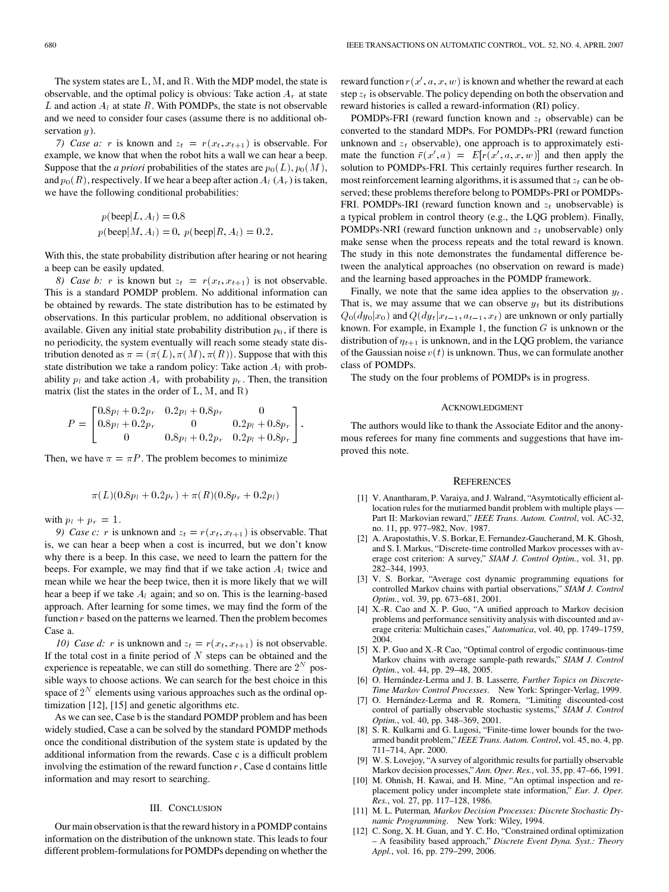The system states are L, M, and R. With the MDP model, the state is observable, and the optimal policy is obvious: Take action $A_r$ at state $L$ and action $A_l$ at state $R$. With POMDPs, the state is not observable and we need to consider four cases (assume there is no additional observation $y$).

*7) Case a:* $r$ is known and $z_t = r(x_t, x_{t+1})$ is observable. For example, we know that when the robot hits a wall we can hear a beep. Suppose that the *a priori* probabilities of the states are $p_0(L), p_0(M)$, and $p_0(R)$, respectively. If we hear a beep after action $A_l$ ($A_r$) is taken, we have the following conditional probabilities:

$$
\begin{aligned}
&p(\text{beep}|L, A_l) = 0.8 \\
&p(\text{beep}|M, A_l) = 0, \; p(\text{beep}|R, A_l) = 0.2.
\end{aligned}
$$

With this, the state probability distribution after hearing or not hearing a beep can be easily updated.

*8) Case b:* $r$ is known but $z_t = r(x_t, x_{t+1})$ is not observable. This is a standard POMDP problem. No additional information can be obtained by rewards. The state distribution has to be estimated by observations. In this particular problem, no additional observation is available. Given any initial state probability distribution $p_0$, if there is no periodicity, the system eventually will reach some steady state distribution denoted as $\pi = (\pi(L), \pi(M), \pi(R))$. Suppose that with this state distribution we take a random policy: Take action $A_l$ with probability $p_l$ and take action $A_r$ with probability $p_r$. Then, the transition matrix (list the states in the order of L, M, and R)

$$
P = \begin{bmatrix} 0.8p_l + 0.2p_r & 0.2p_l + 0.8p_r & 0 \\ 0.8p_l + 0.2p_r & 0 & 0.2p_l + 0.8p_r \\ 0 & 0.8p_l + 0.2p_r & 0.2p_l + 0.8p_r \end{bmatrix}.
$$

Then, we have $\pi = \pi P$. The problem becomes to minimize

$$
\pi(L)(0.8p_l + 0.2p_r) + \pi(R)(0.8p_r + 0.2p_l)
$$

with $p_l + p_r = 1$.

*9) Case c:* $r$ is unknown and $z_t = r(x_t, x_{t+1})$ is observable. That is, we can hear a beep when a cost is incurred, but we don't know why there is a beep. In this case, we need to learn the pattern for the beeps. For example, we may find that if we take action $A_l$ twice and mean while we hear the beep twice, then it is more likely that we will hear a beep if we take $A_l$ again; and so on. This is the learning-based approach. After learning for some times, we may find the form of the function $r$ based on the patterns we learned. Then the problem becomes Case a.

*10) Case d:* $r$ is unknown and $z_t = r(x_t, x_{t+1})$ is not observable. If the total cost in a finite period of $N$ steps can be obtained and the experience is repeatable, we can still do something. There are $2^N$ possible ways to choose actions. We can search for the best choice in this space of $2^N$ elements using various approaches such as the ordinal optimization [12], [15] and genetic algorithms etc.

As we can see, Case b is the standard POMDP problem and has been widely studied, Case a can be solved by the standard POMDP methods once the conditional distribution of the system state is updated by the additional information from the rewards. Case c is a difficult problem involving the estimation of the reward function $r$, Case d contains little information and may resort to searching.

## III. Conclusion

Our main observation is that the reward history in a POMDP contains information on the distribution of the unknown state. This leads to four different problem-formulations for POMDPs depending on whether the reward function $r(x', a, x, w)$ is known and whether the reward at each step $z_t$ is observable. The policy depending on both the observation and reward histories is called a reward-information (RI) policy.

POMDPs-FRI (reward function known and $z_t$ observable) can be converted to the standard MDPs. For POMDPs-PRI (reward function unknown and $z_t$ observable), one approach is to approximately estimate the function $\bar{r}(x', a) = E[r(x', a, x, w)]$ and then apply the solution to POMDPs-FRI. This certainly requires further research. In most reinforcement learning algorithms, it is assumed that $z_t$ can be observed; these problems therefore belong to POMDPs-PRI or POMDPs-FRI. POMDPs-IRI (reward function known and $z_t$ unobservable) is a typical problem in control theory (e.g., the LQG problem). Finally, POMDPs-NRI (reward function unknown and $z_t$ unobservable) only make sense when the process repeats and the total reward is known. The study in this note demonstrates the fundamental difference between the analytical approaches (no observation on reward is made) and the learning based approaches in the POMDP framework.

Finally, we note that the same idea applies to the observation $y_t$. That is, we may assume that we can observe $y_t$ but its distributions $Q_0(dy_0|x_0)$ and $Q(dy_t|x_{t-1}, a_{t-1}, x_t)$ are unknown or only partially known. For example, in Example 1, the function $G$ is unknown or the distribution of $\eta_{t+1}$ is unknown, and in the LQG problem, the variance of the Gaussian noise $v(t)$ is unknown. Thus, we can formulate another class of POMDPs.

The study on the four problems of POMDPs is in progress.

## Acknowledgment

The authors would like to thank the Associate Editor and the anonymous referees for many fine comments and suggestions that have improved this note.

## References

[1] V. Anantharam, P. Varaiya, and J. Walrand, "Asymtotically efficient allocation rules for the mutiarmed bandit problem with multiple plays — Part II: Markovian reward," *IEEE Trans. Autom. Control*, vol. AC-32, no. 11, pp. 977–982, Nov. 1987.

[2] A. Arapostathis, V. S. Borkar, E. Fernandez-Gaucherand, M. K. Ghosh, and S. I. Markus, "Discrete-time controlled Markov processes with average cost criterion: A survey," *SIAM J. Control Optim.*, vol. 31, pp. 282–344, 1993.

[3] V. S. Borkar, "Average cost dynamic programming equations for controlled Markov chains with partial observations," *SIAM J. Control Optim.*, vol. 39, pp. 673–681, 2001.

[4] X.-R. Cao and X. P. Guo, "A unified approach to Markov decision problems and performance sensitivity analysis with discounted and average criteria: Multichain cases," *Automatica*, vol. 40, pp. 1749–1759, 2004.

[5] X. P. Guo and X.-R Cao, "Optimal control of ergodic continuous-time Markov chains with average sample-path rewards," *SIAM J. Control Optim.*, vol. 44, pp. 29–48, 2005.

[6] O. Hernández-Lerma and J. B. Lasserre, *Further Topics on Discrete-Time Markov Control Processes*. New York: Springer-Verlag, 1999.

[7] O. Hernández-Lerma and R. Romera, "Limiting discounted-cost control of partially observable stochastic systems," *SIAM J. Control Optim.*, vol. 40, pp. 348–369, 2001.

[8] S. R. Kulkarni and G. Lugosi, "Finite-time lower bounds for the two-armed bandit problem," *IEEE Trans. Autom. Control*, vol. 45, no. 4, pp. 711–714, Apr. 2000.

[9] W. S. Lovejoy, "A survey of algorithmic results for partially observable Markov decision processes," *Ann. Oper. Res.*, vol. 35, pp. 47–66, 1991.

[10] M. Ohnish, H. Kawai, and H. Mine, "An optimal inspection and replacement policy under incomplete state information," *Eur. J. Oper. Res.*, vol. 27, pp. 117–128, 1986.

[11] M. L. Puterman, *Markov Decision Processes: Discrete Stochastic Dynamic Programming*. New York: Wiley, 1994.

[12] C. Song, X. H. Guan, and Y. C. Ho, "Constrained ordinal optimization – A feasibility based approach," *Discrete Event Dyna. Syst.: Theory Appl.*, vol. 16, pp. 279–299, 2006.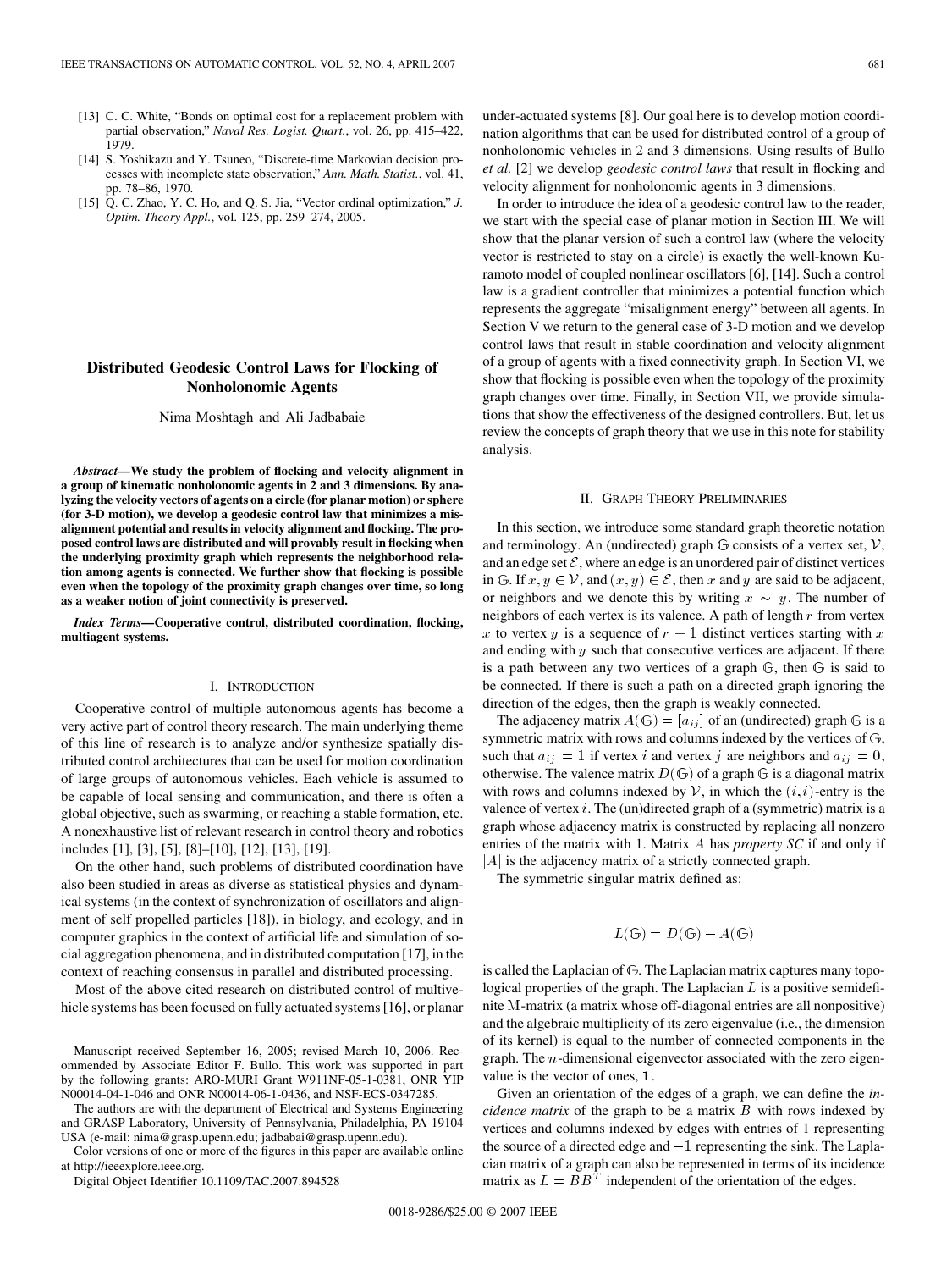[13] C. C. White, "Bonds on optimal cost for a replacement problem with partial observation," *Naval Res. Logist. Quart.*, vol. 26, pp. 415–422, 1979.

[14] S. Yoshikazu and Y. Tsuneo, "Discrete-time Markovian decision processes with incomplete state observation," *Ann. Math. Statist.*, vol. 41, pp. 78–86, 1970.

[15] Q. C. Zhao, Y. C. Ho, and Q. S. Jia, "Vector ordinal optimization," *J. Optim. Theory Appl.*, vol. 125, pp. 259–274, 2005.

# Distributed Geodesic Control Laws for Flocking of Nonholonomic Agents

Nima Moshtagh and Ali Jadbabaie

***Abstract*—We study the problem of flocking and velocity alignment in a group of kinematic nonholonomic agents in 2 and 3 dimensions. By analyzing the velocity vectors of agents on a circle (for planar motion) or sphere (for 3-D motion), we develop a geodesic control law that minimizes a misalignment potential and results in velocity alignment and flocking. The proposed control laws are distributed and will provably result in flocking when the underlying proximity graph which represents the neighborhood relation among agents is connected. We further show that flocking is possible even when the topology of the proximity graph changes over time, so long as a weaker notion of joint connectivity is preserved.**

***Index Terms*—Cooperative control, distributed coordination, flocking, multiagent systems.**

## I. Introduction

Cooperative control of multiple autonomous agents has become a very active part of control theory research. The main underlying theme of this line of research is to analyze and/or synthesize spatially distributed control architectures that can be used for motion coordination of large groups of autonomous vehicles. Each vehicle is assumed to be capable of local sensing and communication, and there is often a global objective, such as swarming, or reaching a stable formation, etc. A nonexhaustive list of relevant research in control theory and robotics includes [1], [3], [5], [8]–[10], [12], [13], [19].

On the other hand, such problems of distributed coordination have also been studied in areas as diverse as statistical physics and dynamical systems (in the context of synchronization of oscillators and alignment of self propelled particles [18]), in biology, and ecology, and in computer graphics in the context of artificial life and simulation of social aggregation phenomena, and in distributed computation [17], in the context of reaching consensus in parallel and distributed processing.

Most of the above cited research on distributed control of multivehicle systems has been focused on fully actuated systems [16], or planar under-actuated systems [8]. Our goal here is to develop motion coordination algorithms that can be used for distributed control of a group of nonholonomic vehicles in 2 and 3 dimensions. Using results of Bullo *et al.* [2] we develop *geodesic control laws* that result in flocking and velocity alignment for nonholonomic agents in 3 dimensions.

In order to introduce the idea of a geodesic control law to the reader, we start with the special case of planar motion in Section III. We will show that the planar version of such a control law (where the velocity vector is restricted to stay on a circle) is exactly the well-known Kuramoto model of coupled nonlinear oscillators [6], [14]. Such a control law is a gradient controller that minimizes a potential function which represents the aggregate "misalignment energy" between all agents. In Section V we return to the general case of 3-D motion and we develop control laws that result in stable coordination and velocity alignment of a group of agents with a fixed connectivity graph. In Section VI, we show that flocking is possible even when the topology of the proximity graph changes over time. Finally, in Section VII, we provide simulations that show the effectiveness of the designed controllers. But, let us review the concepts of graph theory that we use in this note for stability analysis.

## II. Graph Theory Preliminaries

In this section, we introduce some standard graph theoretic notation and terminology. An (undirected) graph $\mathbb{G}$ consists of a vertex set, $\mathcal{V}$, and an edge set $\mathcal{E}$, where an edge is an unordered pair of distinct vertices in $\mathbb{G}$. If $x, y \in \mathcal{V}$, and $(x, y) \in \mathcal{E}$, then $x$ and $y$ are said to be adjacent, or neighbors and we denote this by writing $x \sim y$. The number of neighbors of each vertex is its valence. A path of length $r$ from vertex $x$ to vertex $y$ is a sequence of $r+1$ distinct vertices starting with $x$ and ending with $y$ such that consecutive vertices are adjacent. If there is a path between any two vertices of a graph $\mathbb{G}$, then $\mathbb{G}$ is said to be connected. If there is such a path on a directed graph ignoring the direction of the edges, then the graph is weakly connected.

The adjacency matrix $A(\mathbb{G}) = [a_{ij}]$ of an (undirected) graph $\mathbb{G}$ is a symmetric matrix with rows and columns indexed by the vertices of $\mathbb{G}$, such that $a_{ij} = 1$ if vertex $i$ and vertex $j$ are neighbors and $a_{ij} = 0$, otherwise. The valence matrix $D(\mathbb{G})$ of a graph $\mathbb{G}$ is a diagonal matrix with rows and columns indexed by $\mathcal{V}$, in which the $(i, i)$-entry is the valence of vertex $i$. The (un)directed graph of a (symmetric) matrix is a graph whose adjacency matrix is constructed by replacing all nonzero entries of the matrix with 1. Matrix $A$ has *property SC* if and only if $|A|$ is the adjacency matrix of a strictly connected graph.

The symmetric singular matrix defined as:

$$L(\mathbb{G}) = D(\mathbb{G}) - A(\mathbb{G})$$

is called the Laplacian of $\mathbb{G}$. The Laplacian matrix captures many topological properties of the graph. The Laplacian $L$ is a positive semidefinite $\mathbb{M}$-matrix (a matrix whose off-diagonal entries are all nonpositive) and the algebraic multiplicity of its zero eigenvalue (i.e., the dimension of its kernel) is equal to the number of connected components in the graph. The $n$-dimensional eigenvector associated with the zero eigenvalue is the vector of ones, $\mathbf{1}$.

Given an orientation of the edges of a graph, we can define the *incidence matrix* of the graph to be a matrix $B$ with rows indexed by vertices and columns indexed by edges with entries of 1 representing the source of a directed edge and $-1$ representing the sink. The Laplacian matrix of a graph can also be represented in terms of its incidence matrix as $L = BB^T$ independent of the orientation of the edges.

Manuscript received September 16, 2005; revised March 10, 2006. Recommended by Associate Editor F. Bullo. This work was supported in part by the following grants: ARO-MURI Grant W911NF-05-1-0381, ONR YIP N00014-04-1-046 and ONR N00014-06-1-0436, and NSF-ECS-0347285.

The authors are with the department of Electrical and Systems Engineering and GRASP Laboratory, University of Pennsylvania, Philadelphia, PA 19104 USA (e-mail: nima@grasp.upenn.edu; jadbabai@grasp.upenn.edu).

Color versions of one or more of the figures in this paper are available online at http://ieeexplore.ieee.org.

Digital Object Identifier 10.1109/TAC.2007.894528